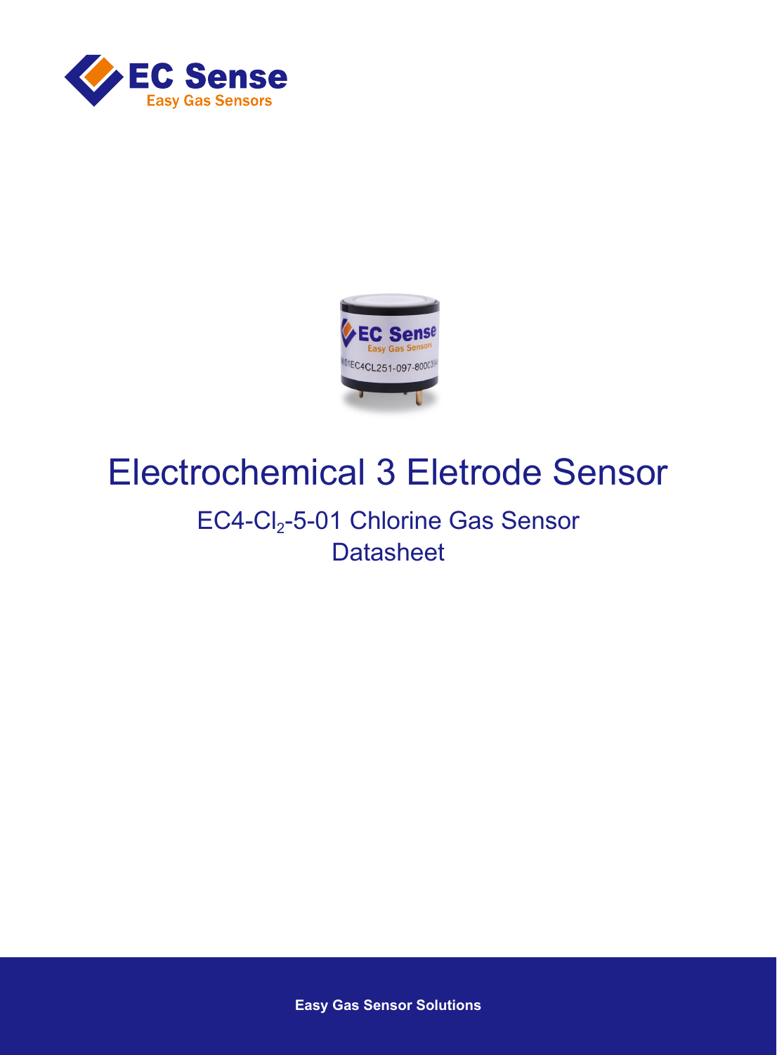# Electrochemical 3 Eletrode Sensor

## EC4-$Cl_2$-5-01 Chlorine Gas Sensor
## Datasheet

**Easy Gas Sensor Solutions**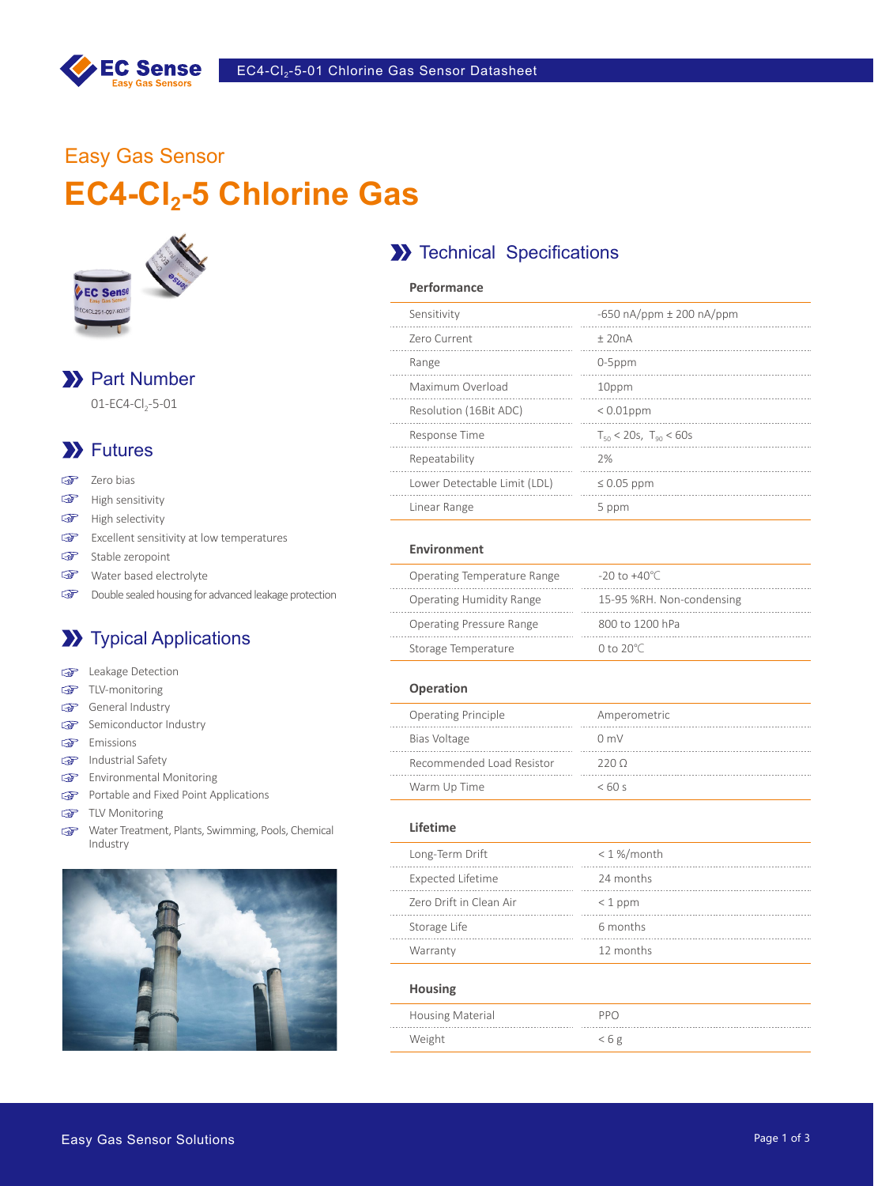Easy Gas Sensor

# EC4-$Cl_2$-5 Chlorine Gas

## Part Number

01-EC4-$Cl_2$-5-01

## Futures

- Zero bias
- High sensitivity
- High selectivity
- Excellent sensitivity at low temperatures
- Stable zeropoint
- Water based electrolyte
- Double sealed housing for advanced leakage protection

## Typical Applications

- Leakage Detection
- TLV-monitoring
- General Industry
- Semiconductor Industry
- Emissions
- Industrial Safety
- Environmental Monitoring
- Portable and Fixed Point Applications
- TLV Monitoring
- Water Treatment, Plants, Swimming, Pools, Chemical Industry

## Technical Specifications

### Performance

| | |
|---|---|
| Sensitivity | -650 nA/ppm ± 200 nA/ppm |
| Zero Current | ± 20nA |
| Range | 0-5ppm |
| Maximum Overload | 10ppm |
| Resolution (16Bit ADC) | < 0.01ppm |
| Response Time | $T_{50}$ < 20s, $T_{90}$ < 60s |
| Repeatability | 2% |
| Lower Detectable Limit (LDL) | ≤ 0.05 ppm |
| Linear Range | 5 ppm |

### Environment

| | |
|---|---|
| Operating Temperature Range | -20 to +40℃ |
| Operating Humidity Range | 15-95 %RH. Non-condensing |
| Operating Pressure Range | 800 to 1200 hPa |
| Storage Temperature | 0 to 20℃ |

### Operation

| | |
|---|---|
| Operating Principle | Amperometric |
| Bias Voltage | 0 mV |
| Recommended Load Resistor | 220 Ω |
| Warm Up Time | < 60 s |

### Lifetime

| | |
|---|---|
| Long-Term Drift | < 1 %/month |
| Expected Lifetime | 24 months |
| Zero Drift in Clean Air | < 1 ppm |
| Storage Life | 6 months |
| Warranty | 12 months |

### Housing

| | |
|---|---|
| Housing Material | PPO |
| Weight | < 6 g |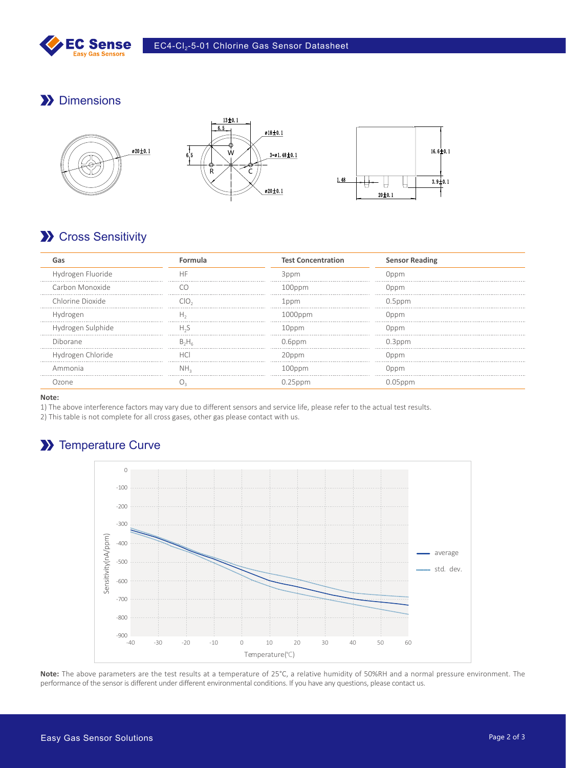## Dimensions

## Cross Sensitivity

| Gas | Formula | Test Concentration | Sensor Reading |
|---|---|---|---|
| Hydrogen Fluoride | HF | 3ppm | 0ppm |
| Carbon Monoxide | CO | 100ppm | 0ppm |
| Chlorine Dioxide | $ClO_2$ | 1ppm | 0.5ppm |
| Hydrogen | $H_2$ | 1000ppm | 0ppm |
| Hydrogen Sulphide | $H_2S$ | 10ppm | 0ppm |
| Diborane | $B_2H_6$ | 0.6ppm | 0.3ppm |
| Hydrogen Chloride | HCl | 20ppm | 0ppm |
| Ammonia | $NH_3$ | 100ppm | 0ppm |
| Ozone | $O_3$ | 0.25ppm | 0.05ppm |

**Note:**

1) The above interference factors may vary due to different sensors and service life, please refer to the actual test results.
2) This table is not complete for all cross gases, other gas please contact with us.

## Temperature Curve

**Note:** The above parameters are the test results at a temperature of 25°C, a relative humidity of 50%RH and a normal pressure environment. The performance of the sensor is different under different environmental conditions. If you have any questions, please contact us.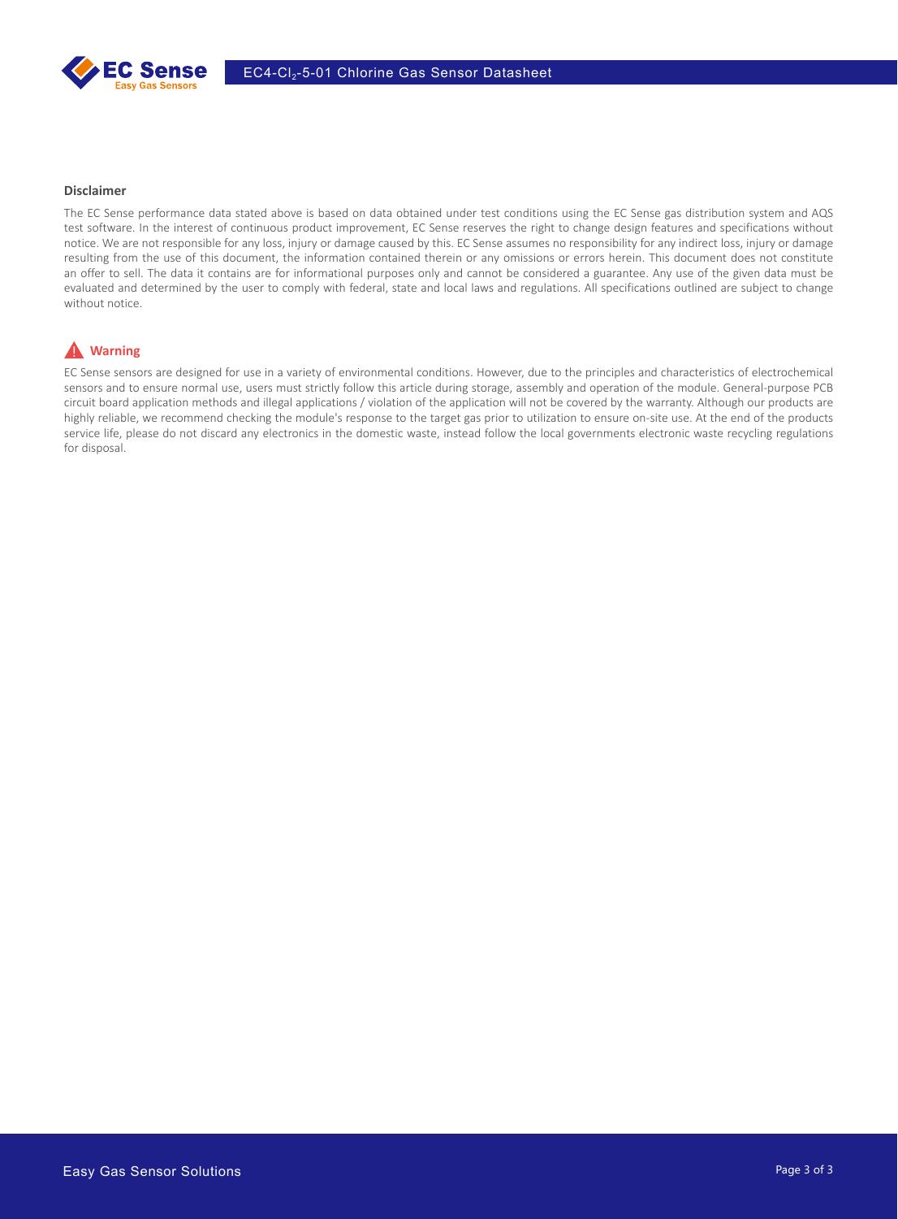**Disclaimer**

The EC Sense performance data stated above is based on data obtained under test conditions using the EC Sense gas distribution system and AQS test software. In the interest of continuous product improvement, EC Sense reserves the right to change design features and specifications without notice. We are not responsible for any loss, injury or damage caused by this. EC Sense assumes no responsibility for any indirect loss, injury or damage resulting from the use of this document, the information contained therein or any omissions or errors herein. This document does not constitute an offer to sell. The data it contains are for informational purposes only and cannot be considered a guarantee. Any use of the given data must be evaluated and determined by the user to comply with federal, state and local laws and regulations. All specifications outlined are subject to change without notice.

**Warning**

EC Sense sensors are designed for use in a variety of environmental conditions. However, due to the principles and characteristics of electrochemical sensors and to ensure normal use, users must strictly follow this article during storage, assembly and operation of the module. General-purpose PCB circuit board application methods and illegal applications / violation of the application will not be covered by the warranty. Although our products are highly reliable, we recommend checking the module's response to the target gas prior to utilization to ensure on-site use. At the end of the products service life, please do not discard any electronics in the domestic waste, instead follow the local governments electronic waste recycling regulations for disposal.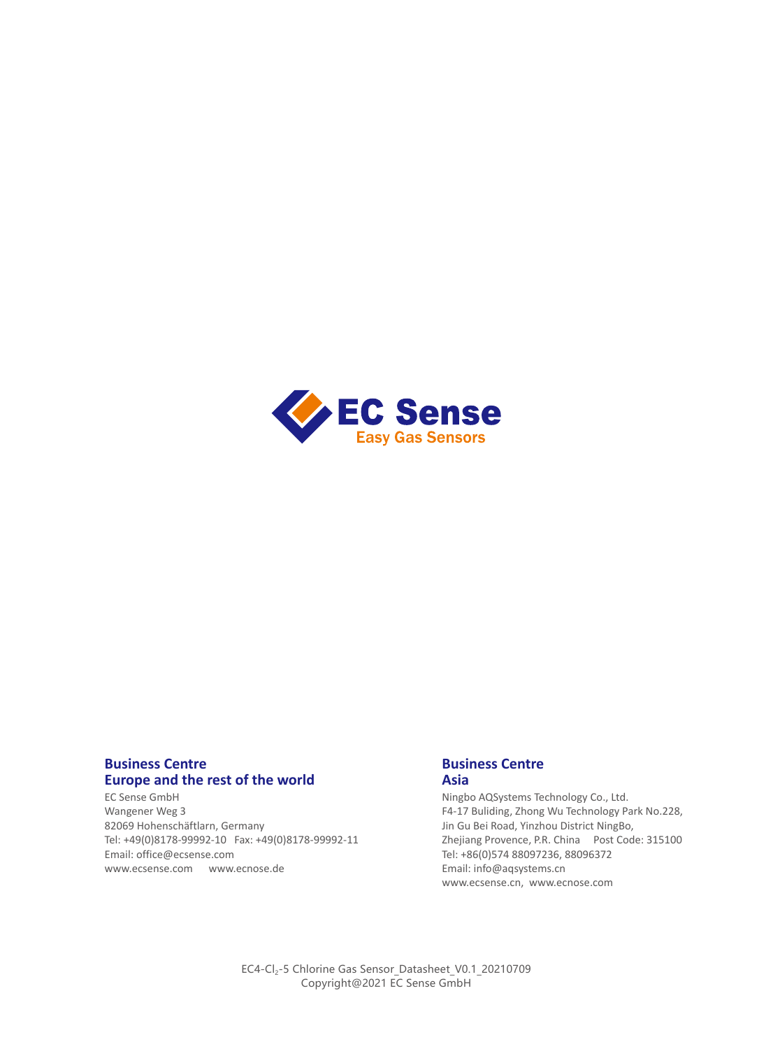EC Sense

Easy Gas Sensors

**Business Centre**
**Europe and the rest of the world**

EC Sense GmbH
Wangener Weg 3
82069 Hohenschäftlarn, Germany
Tel: +49(0)8178-99992-10 Fax: +49(0)8178-99992-11
Email: office@ecsense.com
www.ecsense.com www.ecnose.de

**Business Centre**
**Asia**

Ningbo AQSystems Technology Co., Ltd.
F4-17 Buliding, Zhong Wu Technology Park No.228,
Jin Gu Bei Road, Yinzhou District NingBo,
Zhejiang Provence, P.R. China Post Code: 315100
Tel: +86(0)574 88097236, 88096372
Email: info@aqsystems.cn
www.ecsense.cn, www.ecnose.com

EC4-$Cl_2$-5 Chlorine Gas Sensor_Datasheet_V0.1_20210709
Copyright@2021 EC Sense GmbH